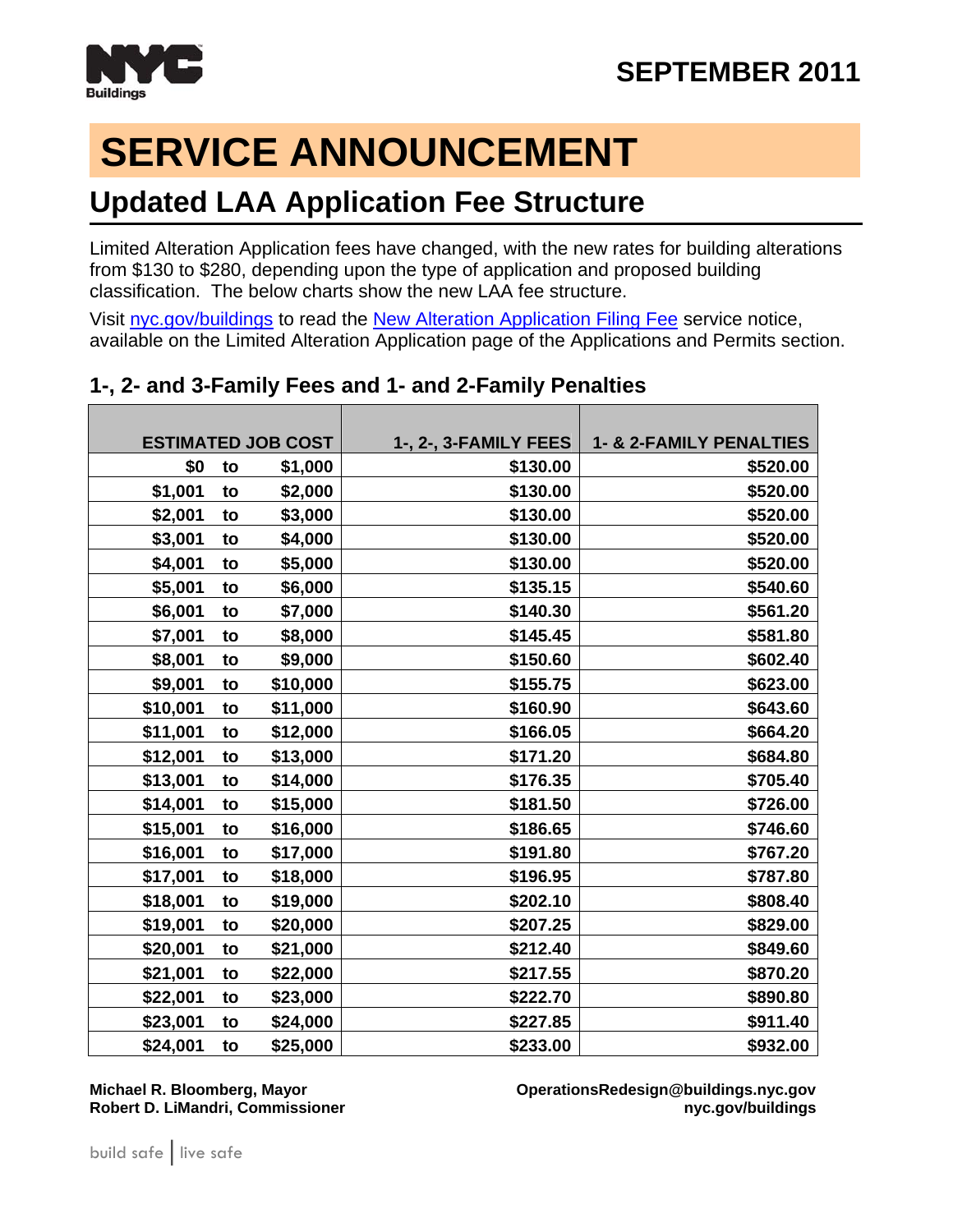SEPTEMBER 2011

# SERVICE ANNOUNCEMENT

## Updated LAA Application Fee Structure

Limited Alteration Application fees have changed, with the new rates for building alterations from $130 to $280, depending upon the type of application and proposed building classification. The below charts show the new LAA fee structure.

Visit nyc.gov/buildings to read the New Alteration Application Filing Fee service notice, available on the Limited Alteration Application page of the Applications and Permits section.

### 1-, 2- and 3-Family Fees and 1- and 2-Family Penalties

| ESTIMATED JOB COST | 1-, 2-, 3-FAMILY FEES | 1- & 2-FAMILY PENALTIES |
|---|---|---|
| $0 to $1,000 | $130.00 | $520.00 |
| $1,001 to $2,000 | $130.00 | $520.00 |
| $2,001 to $3,000 | $130.00 | $520.00 |
| $3,001 to $4,000 | $130.00 | $520.00 |
| $4,001 to $5,000 | $130.00 | $520.00 |
| $5,001 to $6,000 | $135.15 | $540.60 |
| $6,001 to $7,000 | $140.30 | $561.20 |
| $7,001 to $8,000 | $145.45 | $581.80 |
| $8,001 to $9,000 | $150.60 | $602.40 |
| $9,001 to $10,000 | $155.75 | $623.00 |
| $10,001 to $11,000 | $160.90 | $643.60 |
| $11,001 to $12,000 | $166.05 | $664.20 |
| $12,001 to $13,000 | $171.20 | $684.80 |
| $13,001 to $14,000 | $176.35 | $705.40 |
| $14,001 to $15,000 | $181.50 | $726.00 |
| $15,001 to $16,000 | $186.65 | $746.60 |
| $16,001 to $17,000 | $191.80 | $767.20 |
| $17,001 to $18,000 | $196.95 | $787.80 |
| $18,001 to $19,000 | $202.10 | $808.40 |
| $19,001 to $20,000 | $207.25 | $829.00 |
| $20,001 to $21,000 | $212.40 | $849.60 |
| $21,001 to $22,000 | $217.55 | $870.20 |
| $22,001 to $23,000 | $222.70 | $890.80 |
| $23,001 to $24,000 | $227.85 | $911.40 |
| $24,001 to $25,000 | $233.00 | $932.00 |

**Michael R. Bloomberg, Mayor**
**Robert D. LiMandri, Commissioner**

**OperationsRedesign@buildings.nyc.gov**
**nyc.gov/buildings**

build safe | live safe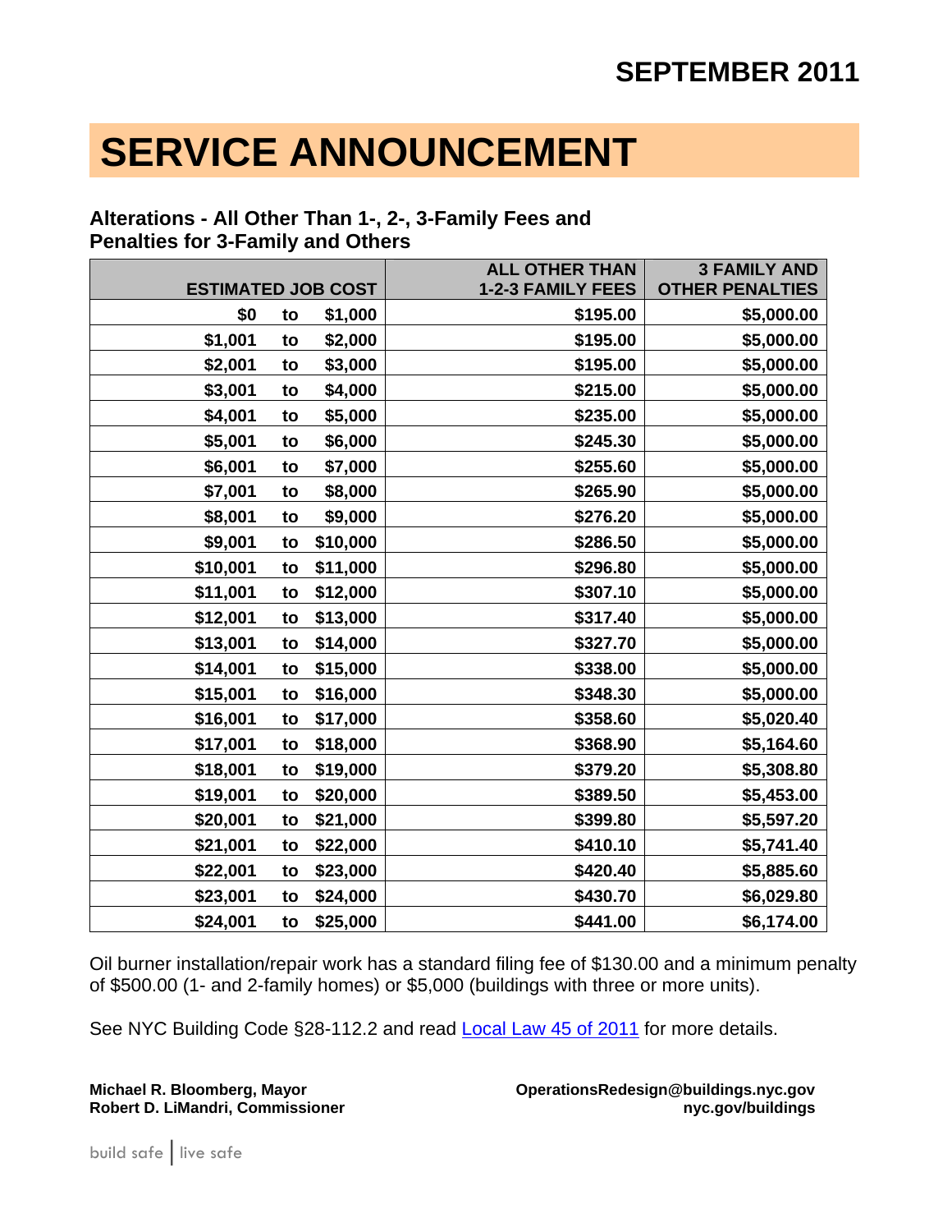SEPTEMBER 2011

# SERVICE ANNOUNCEMENT

**Alteration­s - All Other Than 1-, 2-, 3-Family Fees and Penalties for 3-Family and Others**

| ESTIMATED JOB COST | | | ALL OTHER THAN 1-2-3 FAMILY FEES | 3 FAMILY AND OTHER PENALTIES |
|---|---|---|---|---|
| $0 | to | $1,000 | $195.00 | $5,000.00 |
| $1,001 | to | $2,000 | $195.00 | $5,000.00 |
| $2,001 | to | $3,000 | $195.00 | $5,000.00 |
| $3,001 | to | $4,000 | $215.00 | $5,000.00 |
| $4,001 | to | $5,000 | $235.00 | $5,000.00 |
| $5,001 | to | $6,000 | $245.30 | $5,000.00 |
| $6,001 | to | $7,000 | $255.60 | $5,000.00 |
| $7,001 | to | $8,000 | $265.90 | $5,000.00 |
| $8,001 | to | $9,000 | $276.20 | $5,000.00 |
| $9,001 | to | $10,000 | $286.50 | $5,000.00 |
| $10,001 | to | $11,000 | $296.80 | $5,000.00 |
| $11,001 | to | $12,000 | $307.10 | $5,000.00 |
| $12,001 | to | $13,000 | $317.40 | $5,000.00 |
| $13,001 | to | $14,000 | $327.70 | $5,000.00 |
| $14,001 | to | $15,000 | $338.00 | $5,000.00 |
| $15,001 | to | $16,000 | $348.30 | $5,000.00 |
| $16,001 | to | $17,000 | $358.60 | $5,020.40 |
| $17,001 | to | $18,000 | $368.90 | $5,164.60 |
| $18,001 | to | $19,000 | $379.20 | $5,308.80 |
| $19,001 | to | $20,000 | $389.50 | $5,453.00 |
| $20,001 | to | $21,000 | $399.80 | $5,597.20 |
| $21,001 | to | $22,000 | $410.10 | $5,741.40 |
| $22,001 | to | $23,000 | $420.40 | $5,885.60 |
| $23,001 | to | $24,000 | $430.70 | $6,029.80 |
| $24,001 | to | $25,000 | $441.00 | $6,174.00 |

Oil burner installation/repair work has a standard filing fee of $130.00 and a minimum penalty of $500.00 (1- and 2-family homes) or $5,000 (buildings with three or more units).

See NYC Building Code §28-112.2 and read Local Law 45 of 2011 for more details.

**Michael R. Bloomberg, Mayor**
**Robert D. LiMandri, Commissioner**

**OperationsRedesign@buildings.nyc.gov**
**nyc.gov/buildings**

build safe | live safe